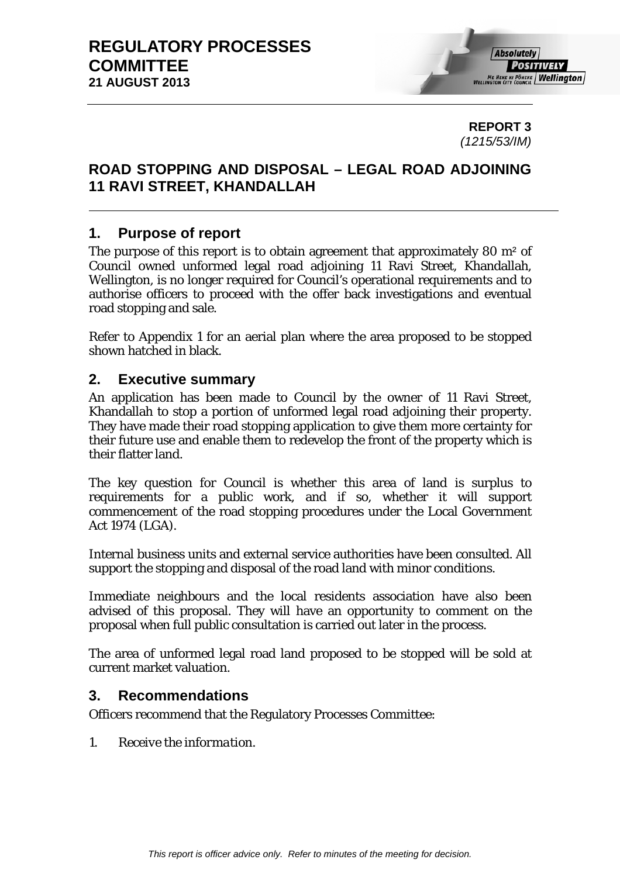# REGULATORY PROCESSES COMMITTEE
**21 AUGUST 2013**

**REPORT 3**
*(1215/53/IM)*

## ROAD STOPPING AND DISPOSAL – LEGAL ROAD ADJOINING 11 RAVI STREET, KHANDALLAH

### 1. Purpose of report

The purpose of this report is to obtain agreement that approximately 80 m² of Council owned unformed legal road adjoining 11 Ravi Street, Khandallah, Wellington, is no longer required for Council's operational requirements and to authorise officers to proceed with the offer back investigations and eventual road stopping and sale.

Refer to Appendix 1 for an aerial plan where the area proposed to be stopped shown hatched in black.

### 2. Executive summary

An application has been made to Council by the owner of 11 Ravi Street, Khandallah to stop a portion of unformed legal road adjoining their property. They have made their road stopping application to give them more certainty for their future use and enable them to redevelop the front of the property which is their flatter land.

The key question for Council is whether this area of land is surplus to requirements for a public work, and if so, whether it will support commencement of the road stopping procedures under the Local Government Act 1974 (LGA).

Internal business units and external service authorities have been consulted. All support the stopping and disposal of the road land with minor conditions.

Immediate neighbours and the local residents association have also been advised of this proposal. They will have an opportunity to comment on the proposal when full public consultation is carried out later in the process.

The area of unformed legal road land proposed to be stopped will be sold at current market valuation.

### 3. Recommendations

Officers recommend that the Regulatory Processes Committee:

1. *Receive the information.*

*This report is officer advice only. Refer to minutes of the meeting for decision.*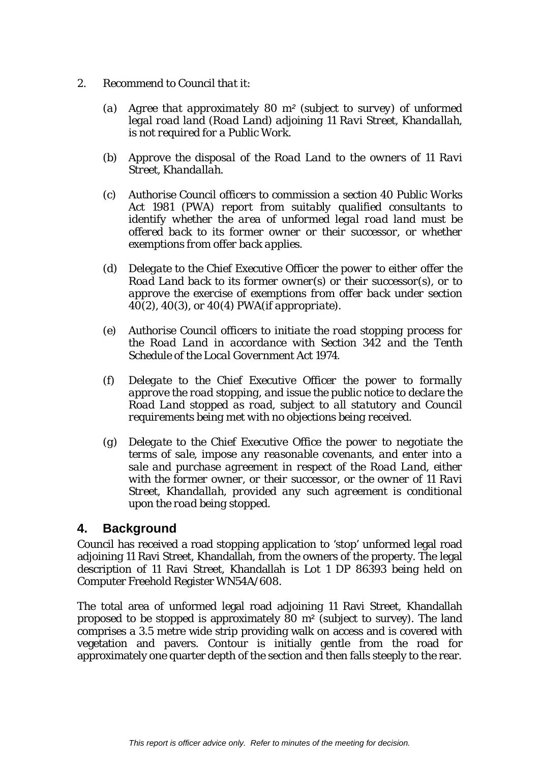2. *Recommend to Council that it:*

   (a) *Agree that approximately 80 m² (subject to survey) of unformed legal road land (Road Land) adjoining 11 Ravi Street, Khandallah, is not required for a Public Work.*

   (b) *Approve the disposal of the Road Land to the owners of 11 Ravi Street, Khandallah.*

   (c) *Authorise Council officers to commission a section 40 Public Works Act 1981 (PWA) report from suitably qualified consultants to identify whether the area of unformed legal road land must be offered back to its former owner or their successor, or whether exemptions from offer back applies.*

   (d) *Delegate to the Chief Executive Officer the power to either offer the Road Land back to its former owner(s) or their successor(s), or to approve the exercise of exemptions from offer back under section 40(2), 40(3), or 40(4) PWA(if appropriate).*

   (e) *Authorise Council officers to initiate the road stopping process for the Road Land in accordance with Section 342 and the Tenth Schedule of the Local Government Act 1974.*

   (f) *Delegate to the Chief Executive Officer the power to formally approve the road stopping, and issue the public notice to declare the Road Land stopped as road, subject to all statutory and Council requirements being met with no objections being received.*

   (g) *Delegate to the Chief Executive Office the power to negotiate the terms of sale, impose any reasonable covenants, and enter into a sale and purchase agreement in respect of the Road Land, either with the former owner, or their successor, or the owner of 11 Ravi Street, Khandallah, provided any such agreement is conditional upon the road being stopped.*

## 4. Background

Council has received a road stopping application to 'stop' unformed legal road adjoining 11 Ravi Street, Khandallah, from the owners of the property. The legal description of 11 Ravi Street, Khandallah is Lot 1 DP 86393 being held on Computer Freehold Register WN54A/608.

The total area of unformed legal road adjoining 11 Ravi Street, Khandallah proposed to be stopped is approximately 80 m² (subject to survey). The land comprises a 3.5 metre wide strip providing walk on access and is covered with vegetation and pavers. Contour is initially gentle from the road for approximately one quarter depth of the section and then falls steeply to the rear.

*This report is officer advice only. Refer to minutes of the meeting for decision.*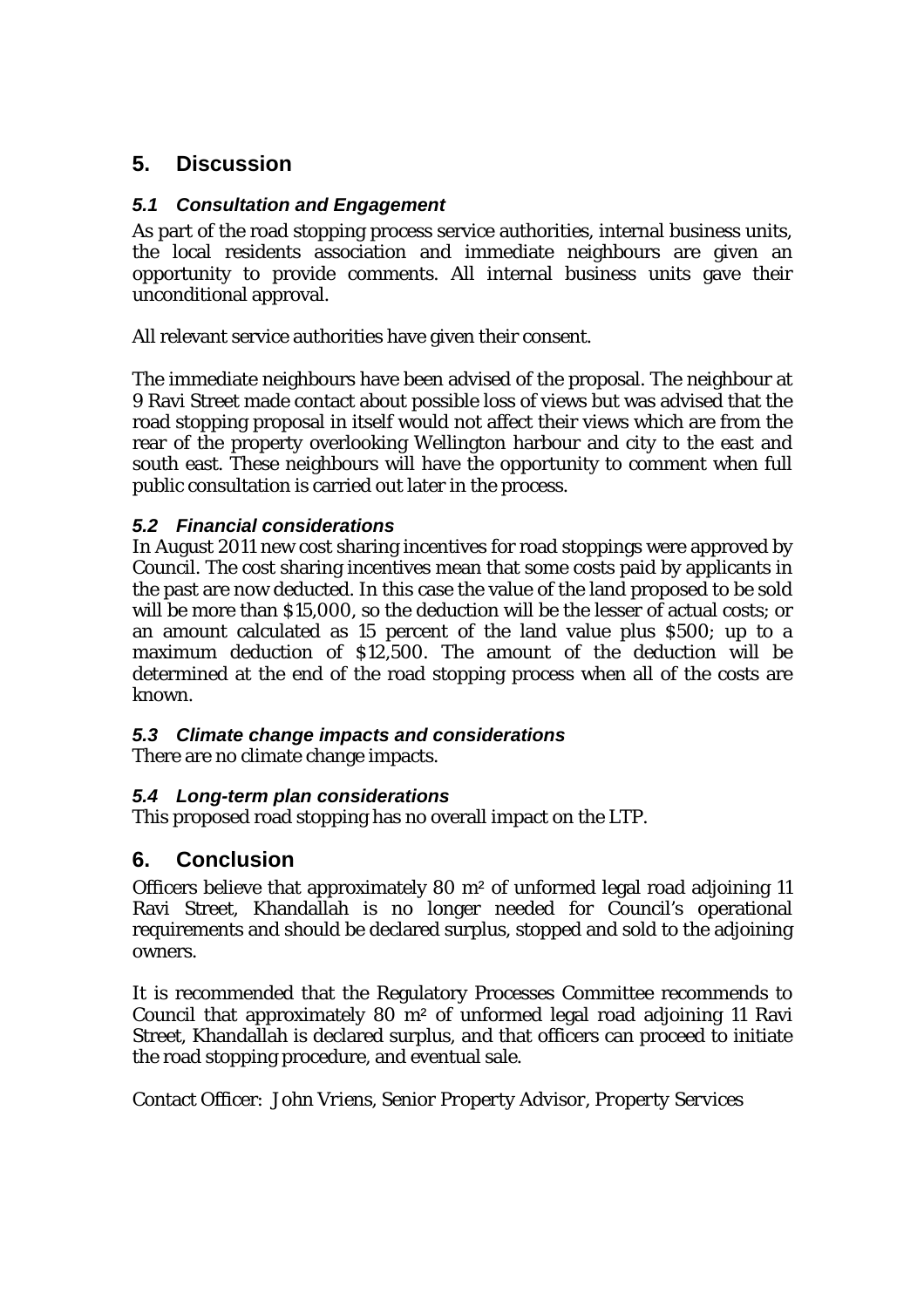## 5. Discussion

### *5.1 Consultation and Engagement*

As part of the road stopping process service authorities, internal business units, the local residents association and immediate neighbours are given an opportunity to provide comments. All internal business units gave their unconditional approval.

All relevant service authorities have given their consent.

The immediate neighbours have been advised of the proposal. The neighbour at 9 Ravi Street made contact about possible loss of views but was advised that the road stopping proposal in itself would not affect their views which are from the rear of the property overlooking Wellington harbour and city to the east and south east. These neighbours will have the opportunity to comment when full public consultation is carried out later in the process.

### *5.2 Financial considerations*

In August 2011 new cost sharing incentives for road stoppings were approved by Council. The cost sharing incentives mean that some costs paid by applicants in the past are now deducted. In this case the value of the land proposed to be sold will be more than $15,000, so the deduction will be the lesser of actual costs; or an amount calculated as 15 percent of the land value plus $500; up to a maximum deduction of $12,500. The amount of the deduction will be determined at the end of the road stopping process when all of the costs are known.

### *5.3 Climate change impacts and considerations*

There are no climate change impacts.

### *5.4 Long-term plan considerations*

This proposed road stopping has no overall impact on the LTP.

## 6. Conclusion

Officers believe that approximately 80 m² of unformed legal road adjoining 11 Ravi Street, Khandallah is no longer needed for Council's operational requirements and should be declared surplus, stopped and sold to the adjoining owners.

It is recommended that the Regulatory Processes Committee recommends to Council that approximately 80 m² of unformed legal road adjoining 11 Ravi Street, Khandallah is declared surplus, and that officers can proceed to initiate the road stopping procedure, and eventual sale.

Contact Officer: *John Vriens, Senior Property Advisor, Property Services*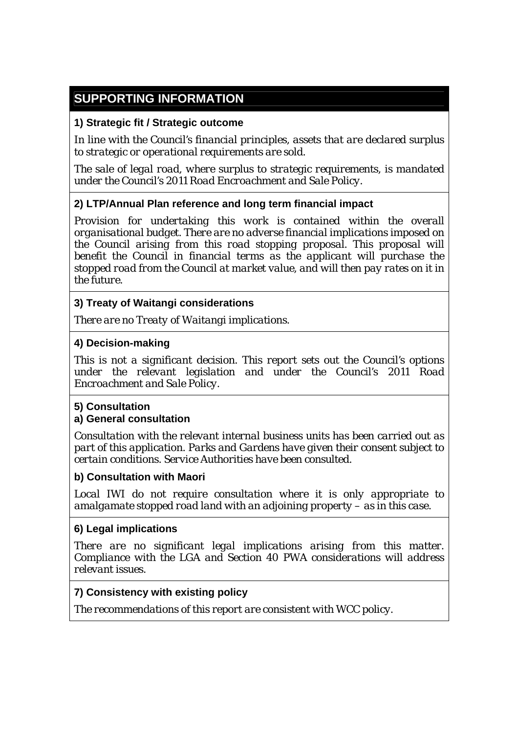## SUPPORTING INFORMATION

### 1) Strategic fit / Strategic outcome

*In line with the Council's financial principles, assets that are declared surplus to strategic or operational requirements are sold.*

*The sale of legal road, where surplus to strategic requirements, is mandated under the Council's 2011 Road Encroachment and Sale Policy.*

### 2) LTP/Annual Plan reference and long term financial impact

*Provision for undertaking this work is contained within the overall organisational budget. There are no adverse financial implications imposed on the Council arising from this road stopping proposal. This proposal will benefit the Council in financial terms as the applicant will purchase the stopped road from the Council at market value, and will then pay rates on it in the future.*

### 3) Treaty of Waitangi considerations

*There are no Treaty of Waitangi implications.*

### 4) Decision-making

*This is not a significant decision. This report sets out the Council's options under the relevant legislation and under the Council's 2011 Road Encroachment and Sale Policy.*

### 5) Consultation

#### a) General consultation

*Consultation with the relevant internal business units has been carried out as part of this application. Parks and Gardens have given their consent subject to certain conditions. Service Authorities have been consulted.*

#### b) Consultation with Maori

*Local IWI do not require consultation where it is only appropriate to amalgamate stopped road land with an adjoining property – as in this case.*

### 6) Legal implications

*There are no significant legal implications arising from this matter. Compliance with the LGA and Section 40 PWA considerations will address relevant issues.*

### 7) Consistency with existing policy

*The recommendations of this report are consistent with WCC policy.*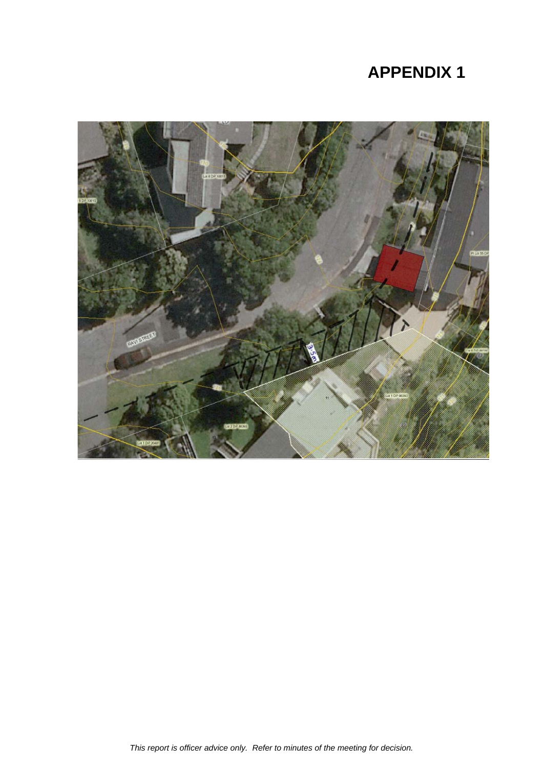# APPENDIX 1

RAVI STREET

3.5m

Lot 8 DP 10615

Lot 1 DP 86393

Lot 2 DP 86393

*This report is officer advice only. Refer to minutes of the meeting for decision.*